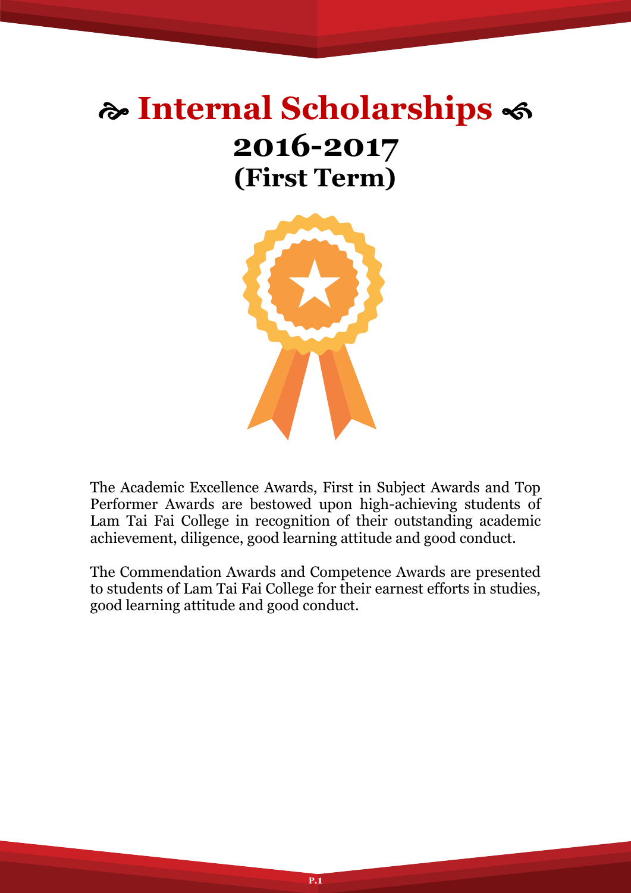# ❧ Internal Scholarships ☙

## 2016-2017

## (First Term)

The Academic Excellence Awards, First in Subject Awards and Top Performer Awards are bestowed upon high-achieving students of Lam Tai Fai College in recognition of their outstanding academic achievement, diligence, good learning attitude and good conduct.

The Commendation Awards and Competence Awards are presented to students of Lam Tai Fai College for their earnest efforts in studies, good learning attitude and good conduct.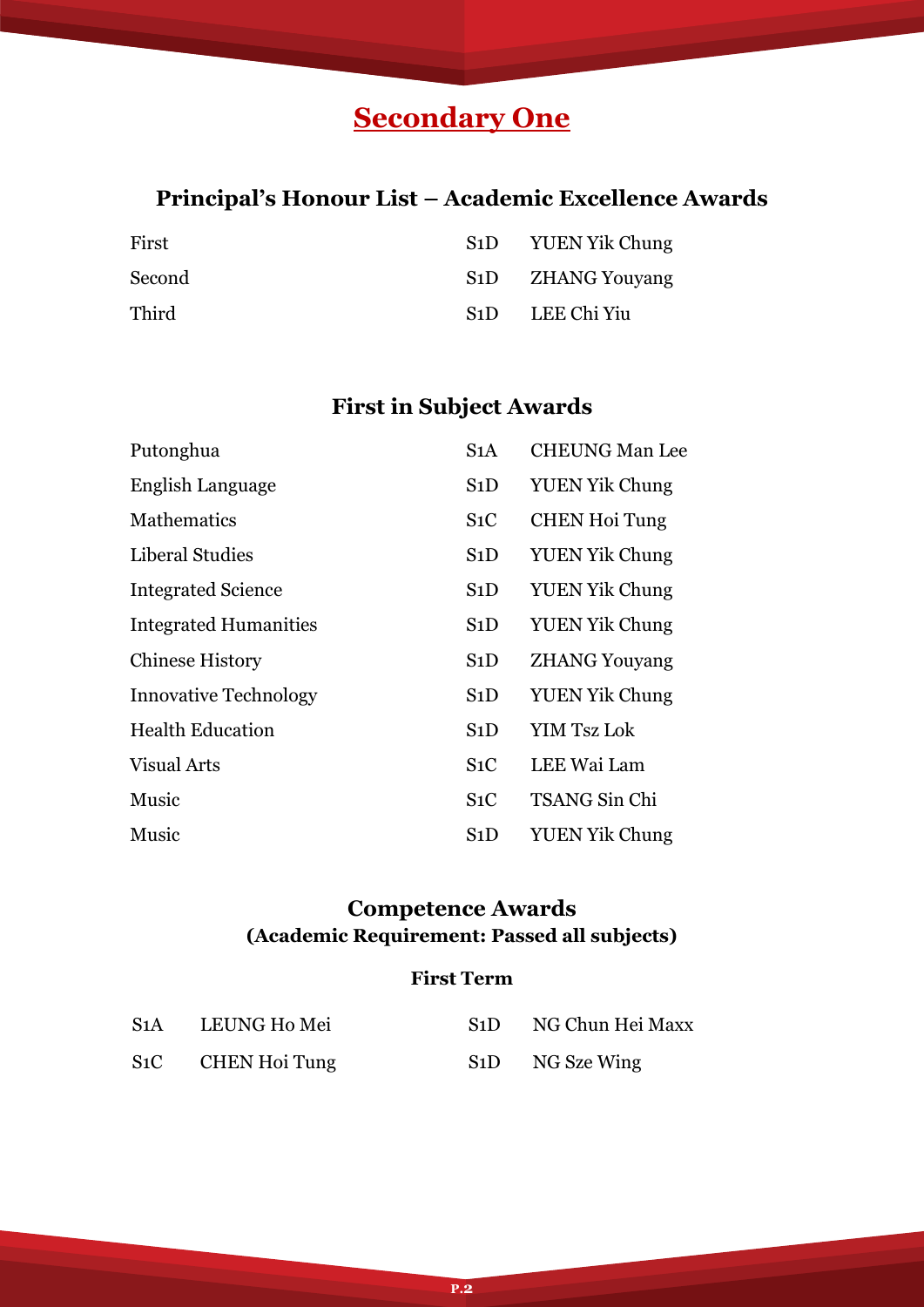# Secondary One

## Principal's Honour List – Academic Excellence Awards

| | | |
|---|---|---|
| First | S1D | YUEN Yik Chung |
| Second | S1D | ZHANG Youyang |
| Third | S1D | LEE Chi Yiu |

## First in Subject Awards

| | | |
|---|---|---|
| Putonghua | S1A | CHEUNG Man Lee |
| English Language | S1D | YUEN Yik Chung |
| Mathematics | S1C | CHEN Hoi Tung |
| Liberal Studies | S1D | YUEN Yik Chung |
| Integrated Science | S1D | YUEN Yik Chung |
| Integrated Humanities | S1D | YUEN Yik Chung |
| Chinese History | S1D | ZHANG Youyang |
| Innovative Technology | S1D | YUEN Yik Chung |
| Health Education | S1D | YIM Tsz Lok |
| Visual Arts | S1C | LEE Wai Lam |
| Music | S1C | TSANG Sin Chi |
| Music | S1D | YUEN Yik Chung |

## Competence Awards
**(Academic Requirement: Passed all subjects)**

### First Term

| | | | |
|---|---|---|---|
| S1A | LEUNG Ho Mei | S1D | NG Chun Hei Maxx |
| S1C | CHEN Hoi Tung | S1D | NG Sze Wing |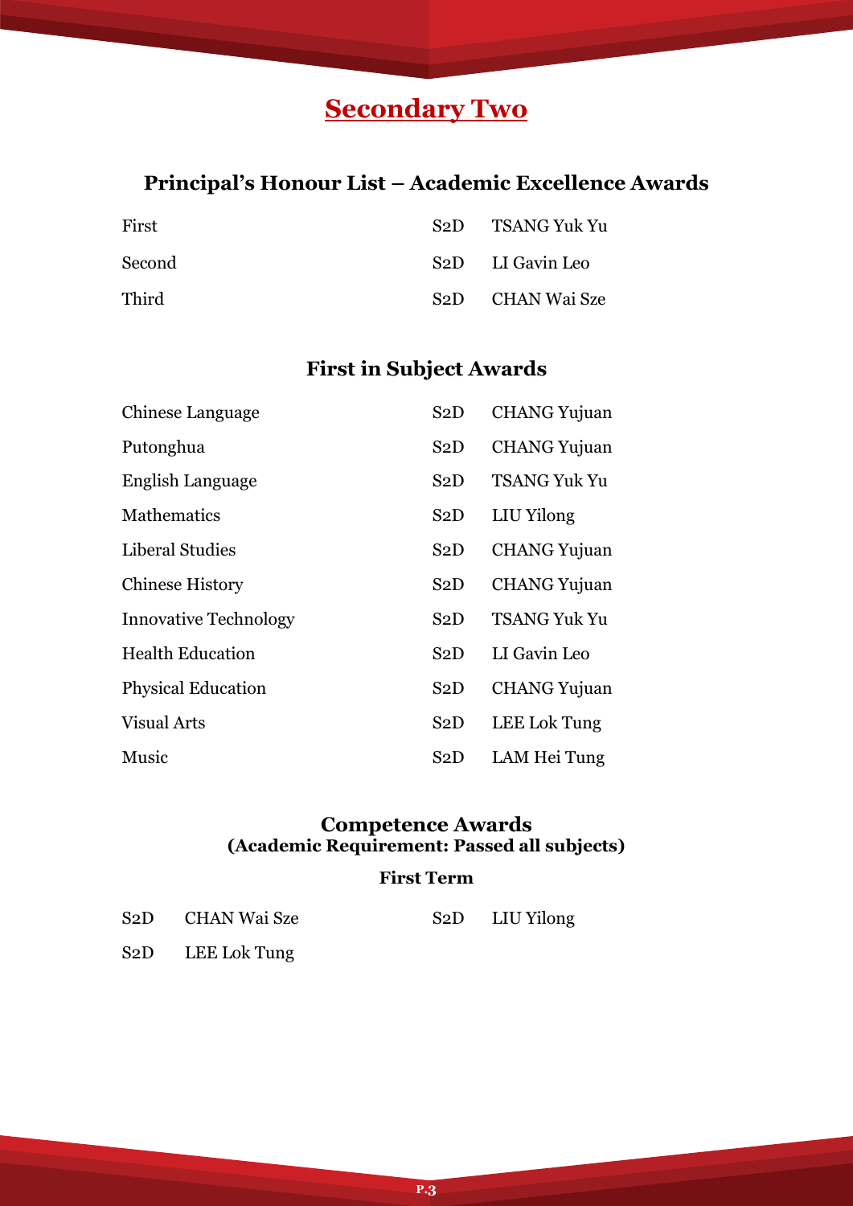# Secondary Two

## Principal's Honour List – Academic Excellence Awards

| | | |
|---|---|---|
| First | S2D | TSANG Yuk Yu |
| Second | S2D | LI Gavin Leo |
| Third | S2D | CHAN Wai Sze |

## First in Subject Awards

| | | |
|---|---|---|
| Chinese Language | S2D | CHANG Yujuan |
| Putonghua | S2D | CHANG Yujuan |
| English Language | S2D | TSANG Yuk Yu |
| Mathematics | S2D | LIU Yilong |
| Liberal Studies | S2D | CHANG Yujuan |
| Chinese History | S2D | CHANG Yujuan |
| Innovative Technology | S2D | TSANG Yuk Yu |
| Health Education | S2D | LI Gavin Leo |
| Physical Education | S2D | CHANG Yujuan |
| Visual Arts | S2D | LEE Lok Tung |
| Music | S2D | LAM Hei Tung |

## Competence Awards
**(Academic Requirement: Passed all subjects)**

### First Term

| | | | |
|---|---|---|---|
| S2D | CHAN Wai Sze | S2D | LIU Yilong |
| S2D | LEE Lok Tung | | |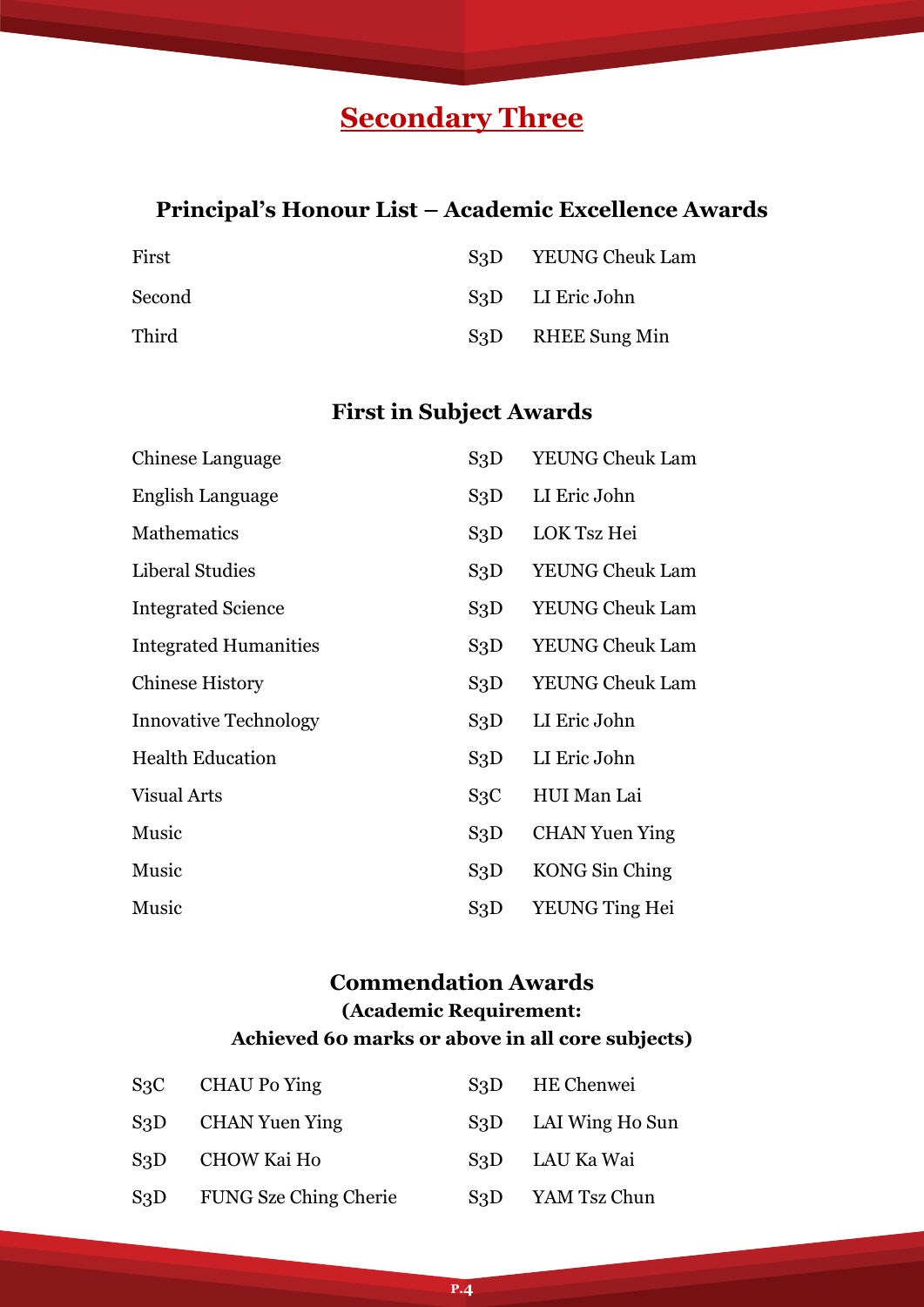# Secondary Three

## Principal's Honour List – Academic Excellence Awards

| | | |
|---|---|---|
| First | S3D | YEUNG Cheuk Lam |
| Second | S3D | LI Eric John |
| Third | S3D | RHEE Sung Min |

## First in Subject Awards

| | | |
|---|---|---|
| Chinese Language | S3D | YEUNG Cheuk Lam |
| English Language | S3D | LI Eric John |
| Mathematics | S3D | LOK Tsz Hei |
| Liberal Studies | S3D | YEUNG Cheuk Lam |
| Integrated Science | S3D | YEUNG Cheuk Lam |
| Integrated Humanities | S3D | YEUNG Cheuk Lam |
| Chinese History | S3D | YEUNG Cheuk Lam |
| Innovative Technology | S3D | LI Eric John |
| Health Education | S3D | LI Eric John |
| Visual Arts | S3C | HUI Man Lai |
| Music | S3D | CHAN Yuen Ying |
| Music | S3D | KONG Sin Ching |
| Music | S3D | YEUNG Ting Hei |

## Commendation Awards

**(Academic Requirement:**
**Achieved 60 marks or above in all core subjects)**

| | | | |
|---|---|---|---|
| S3C | CHAU Po Ying | S3D | HE Chenwei |
| S3D | CHAN Yuen Ying | S3D | LAI Wing Ho Sun |
| S3D | CHOW Kai Ho | S3D | LAU Ka Wai |
| S3D | FUNG Sze Ching Cherie | S3D | YAM Tsz Chun |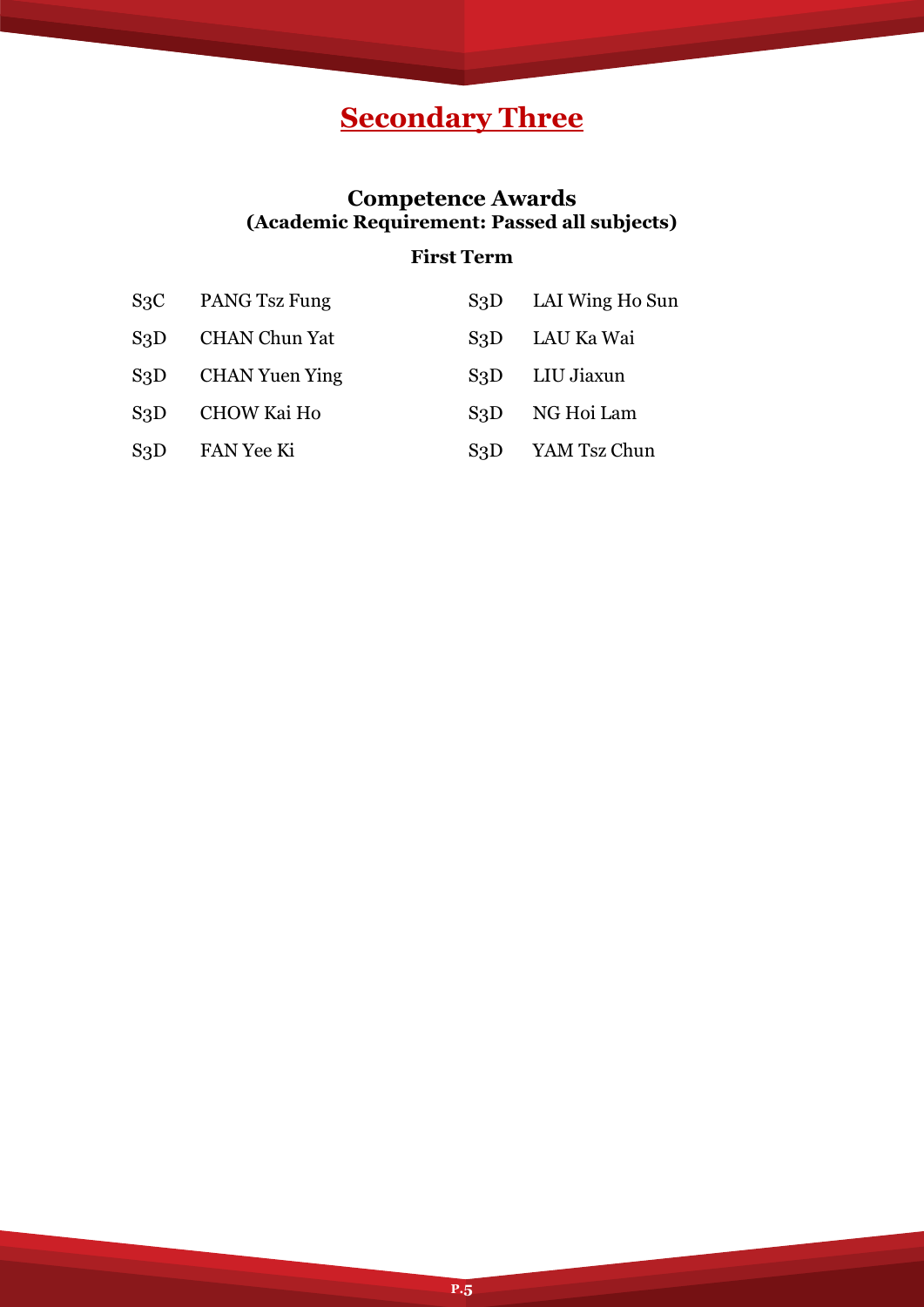# Secondary Three

## Competence Awards
### (Academic Requirement: Passed all subjects)

**First Term**

| Class | Name | Class | Name |
|---|---|---|---|
| S3C | PANG Tsz Fung | S3D | LAI Wing Ho Sun |
| S3D | CHAN Chun Yat | S3D | LAU Ka Wai |
| S3D | CHAN Yuen Ying | S3D | LIU Jiaxun |
| S3D | CHOW Kai Ho | S3D | NG Hoi Lam |
| S3D | FAN Yee Ki | S3D | YAM Tsz Chun |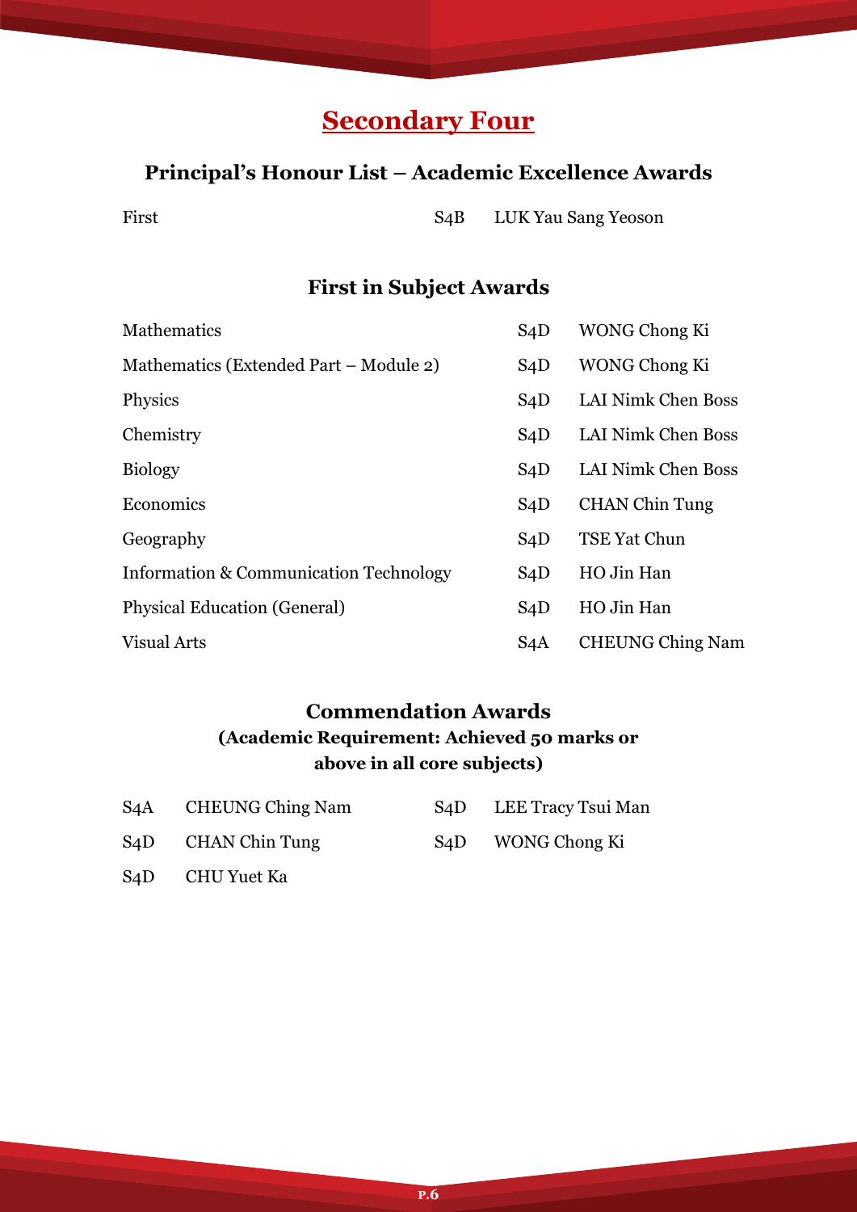# Secondary Four

## Principal's Honour List – Academic Excellence Awards

| | | |
|---|---|---|
| First | S4B | LUK Yau Sang Yeoson |

## First in Subject Awards

| | | |
|---|---|---|
| Mathematics | S4D | WONG Chong Ki |
| Mathematics (Extended Part – Module 2) | S4D | WONG Chong Ki |
| Physics | S4D | LAI Nimk Chen Boss |
| Chemistry | S4D | LAI Nimk Chen Boss |
| Biology | S4D | LAI Nimk Chen Boss |
| Economics | S4D | CHAN Chin Tung |
| Geography | S4D | TSE Yat Chun |
| Information & Communication Technology | S4D | HO Jin Han |
| Physical Education (General) | S4D | HO Jin Han |
| Visual Arts | S4A | CHEUNG Ching Nam |

## Commendation Awards

**(Academic Requirement: Achieved 50 marks or above in all core subjects)**

| | | | |
|---|---|---|---|
| S4A | CHEUNG Ching Nam | S4D | LEE Tracy Tsui Man |
| S4D | CHAN Chin Tung | S4D | WONG Chong Ki |
| S4D | CHU Yuet Ka | | |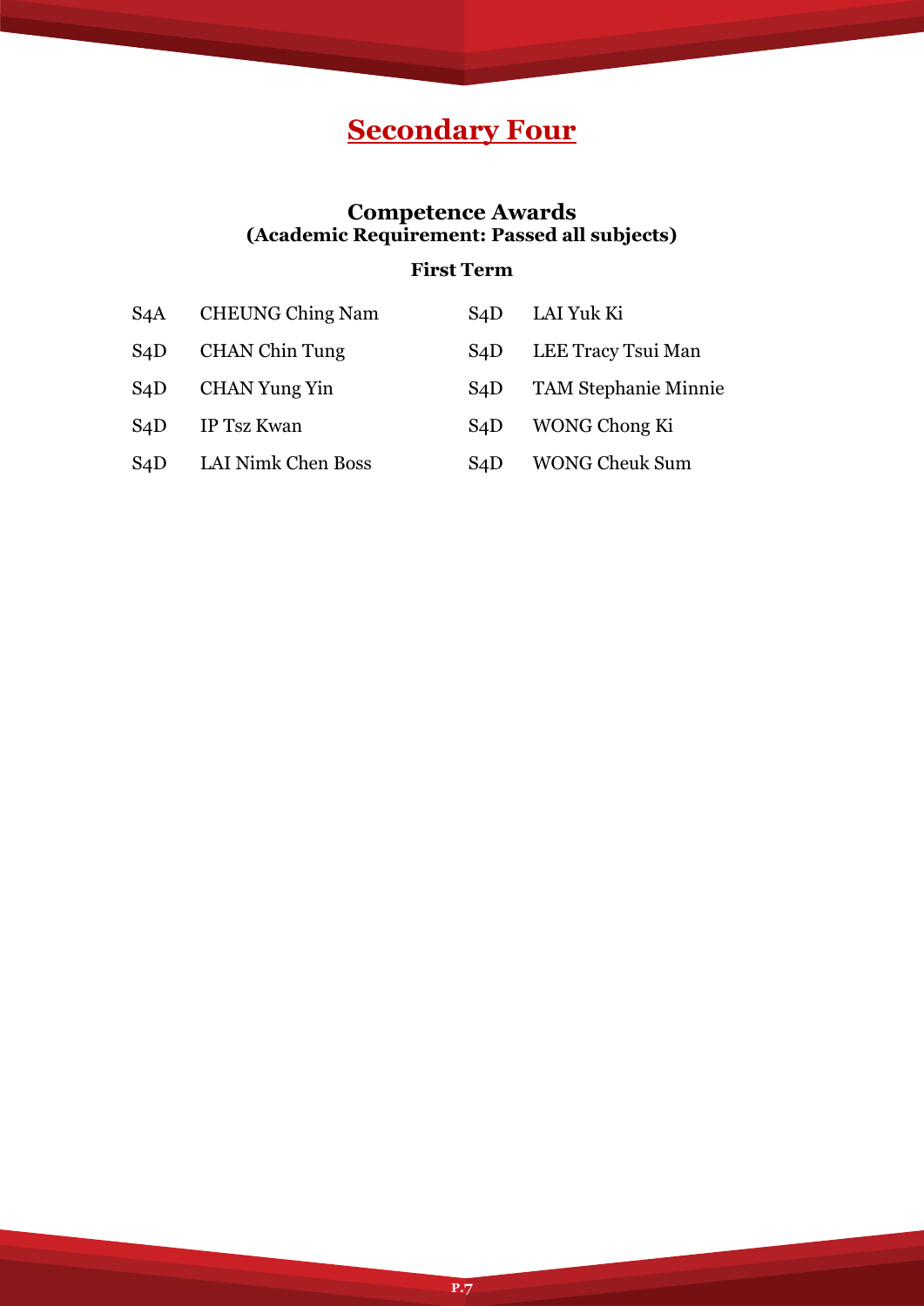# Secondary Four

## Competence Awards
**(Academic Requirement: Passed all subjects)**

### First Term

| | | | |
|---|---|---|---|
| S4A | CHEUNG Ching Nam | S4D | LAI Yuk Ki |
| S4D | CHAN Chin Tung | S4D | LEE Tracy Tsui Man |
| S4D | CHAN Yung Yin | S4D | TAM Stephanie Minnie |
| S4D | IP Tsz Kwan | S4D | WONG Chong Ki |
| S4D | LAI Nimk Chen Boss | S4D | WONG Cheuk Sum |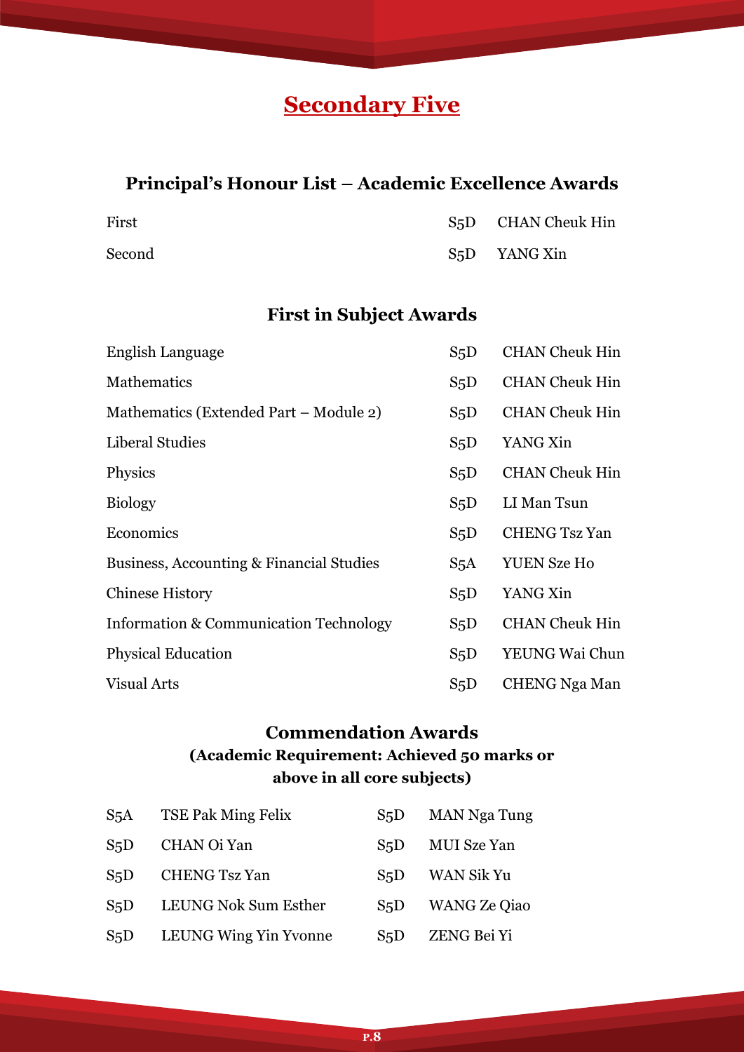# Secondary Five

## Principal's Honour List – Academic Excellence Awards

| | | |
|---|---|---|
| First | S5D | CHAN Cheuk Hin |
| Second | S5D | YANG Xin |

## First in Subject Awards

| | | |
|---|---|---|
| English Language | S5D | CHAN Cheuk Hin |
| Mathematics | S5D | CHAN Cheuk Hin |
| Mathematics (Extended Part – Module 2) | S5D | CHAN Cheuk Hin |
| Liberal Studies | S5D | YANG Xin |
| Physics | S5D | CHAN Cheuk Hin |
| Biology | S5D | LI Man Tsun |
| Economics | S5D | CHENG Tsz Yan |
| Business, Accounting & Financial Studies | S5A | YUEN Sze Ho |
| Chinese History | S5D | YANG Xin |
| Information & Communication Technology | S5D | CHAN Cheuk Hin |
| Physical Education | S5D | YEUNG Wai Chun |
| Visual Arts | S5D | CHENG Nga Man |

## Commendation Awards

**(Academic Requirement: Achieved 50 marks or above in all core subjects)**

| | | | |
|---|---|---|---|
| S5A | TSE Pak Ming Felix | S5D | MAN Nga Tung |
| S5D | CHAN Oi Yan | S5D | MUI Sze Yan |
| S5D | CHENG Tsz Yan | S5D | WAN Sik Yu |
| S5D | LEUNG Nok Sum Esther | S5D | WANG Ze Qiao |
| S5D | LEUNG Wing Yin Yvonne | S5D | ZENG Bei Yi |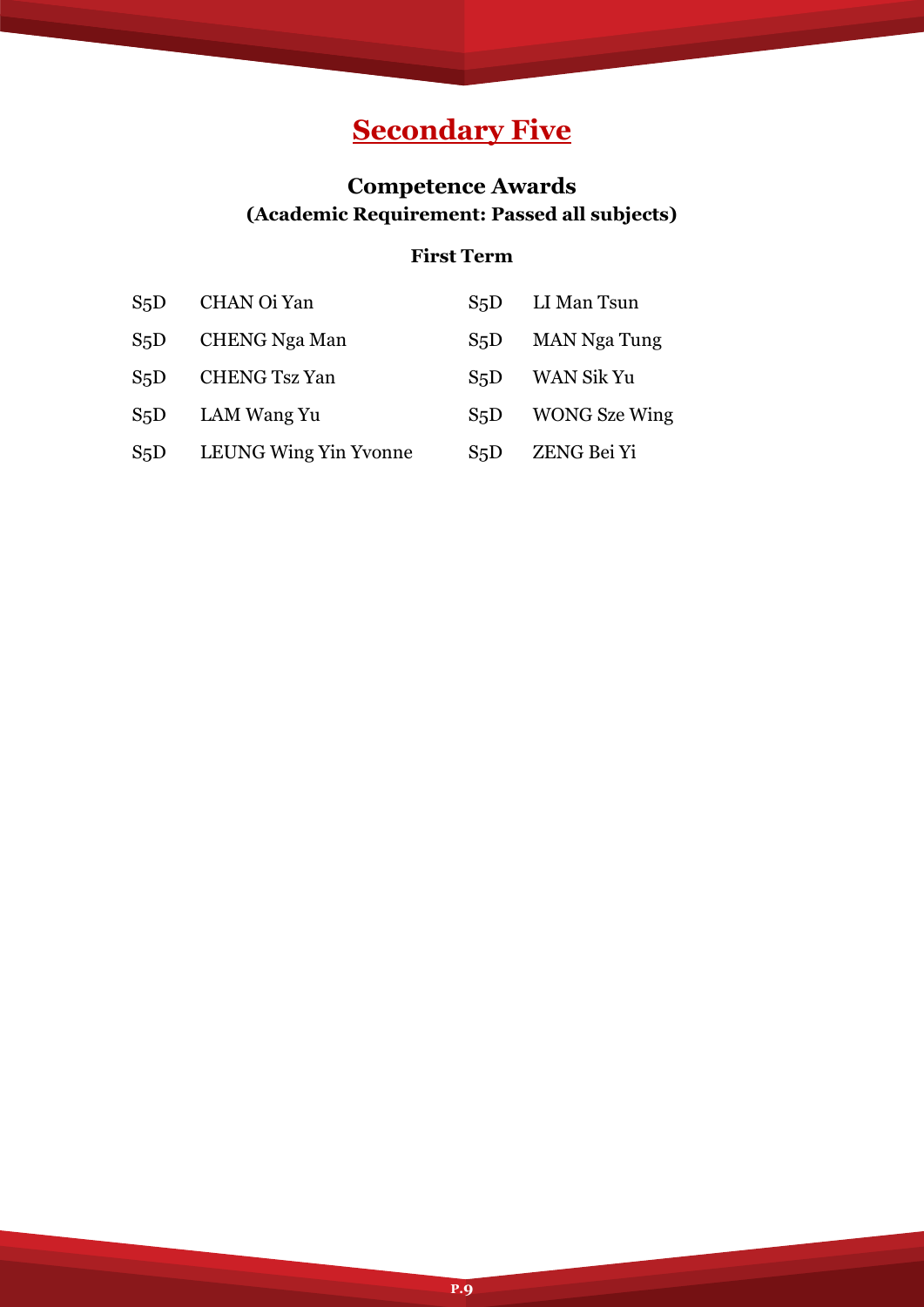# Secondary Five

## Competence Awards
### (Academic Requirement: Passed all subjects)

**First Term**

| Class | Name | Class | Name |
|---|---|---|---|
| S5D | CHAN Oi Yan | S5D | LI Man Tsun |
| S5D | CHENG Nga Man | S5D | MAN Nga Tung |
| S5D | CHENG Tsz Yan | S5D | WAN Sik Yu |
| S5D | LAM Wang Yu | S5D | WONG Sze Wing |
| S5D | LEUNG Wing Yin Yvonne | S5D | ZENG Bei Yi |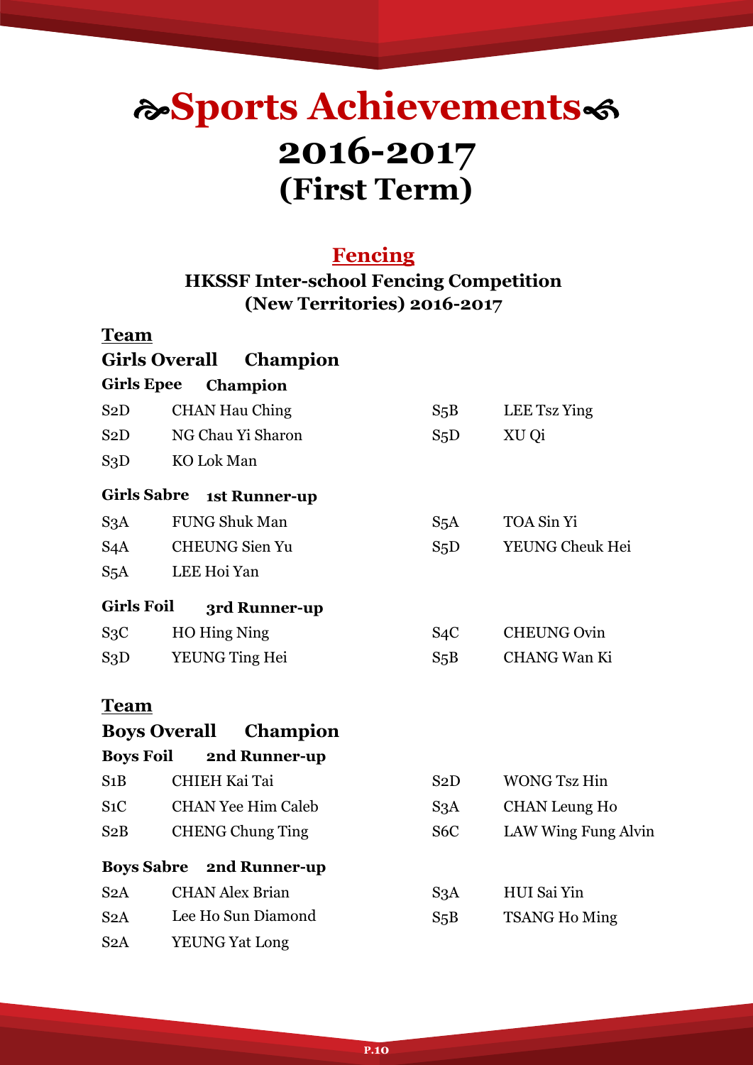# ❧Sports Achievements☙
# 2016-2017
# (First Term)

## Fencing

### HKSSF Inter-school Fencing Competition (New Territories) 2016-2017

**Team**

**Girls Overall Champion**

**Girls Epee Champion**

| | | | |
|---|---|---|---|
| S2D | CHAN Hau Ching | S5B | LEE Tsz Ying |
| S2D | NG Chau Yi Sharon | S5D | XU Qi |
| S3D | KO Lok Man | | |

**Girls Sabre 1st Runner-up**

| | | | |
|---|---|---|---|
| S3A | FUNG Shuk Man | S5A | TOA Sin Yi |
| S4A | CHEUNG Sien Yu | S5D | YEUNG Cheuk Hei |
| S5A | LEE Hoi Yan | | |

**Girls Foil 3rd Runner-up**

| | | | |
|---|---|---|---|
| S3C | HO Hing Ning | S4C | CHEUNG Ovin |
| S3D | YEUNG Ting Hei | S5B | CHANG Wan Ki |

**Team**

**Boys Overall Champion**

**Boys Foil 2nd Runner-up**

| | | | |
|---|---|---|---|
| S1B | CHIEH Kai Tai | S2D | WONG Tsz Hin |
| S1C | CHAN Yee Him Caleb | S3A | CHAN Leung Ho |
| S2B | CHENG Chung Ting | S6C | LAW Wing Fung Alvin |

**Boys Sabre 2nd Runner-up**

| | | | |
|---|---|---|---|
| S2A | CHAN Alex Brian | S3A | HUI Sai Yin |
| S2A | Lee Ho Sun Diamond | S5B | TSANG Ho Ming |
| S2A | YEUNG Yat Long | | |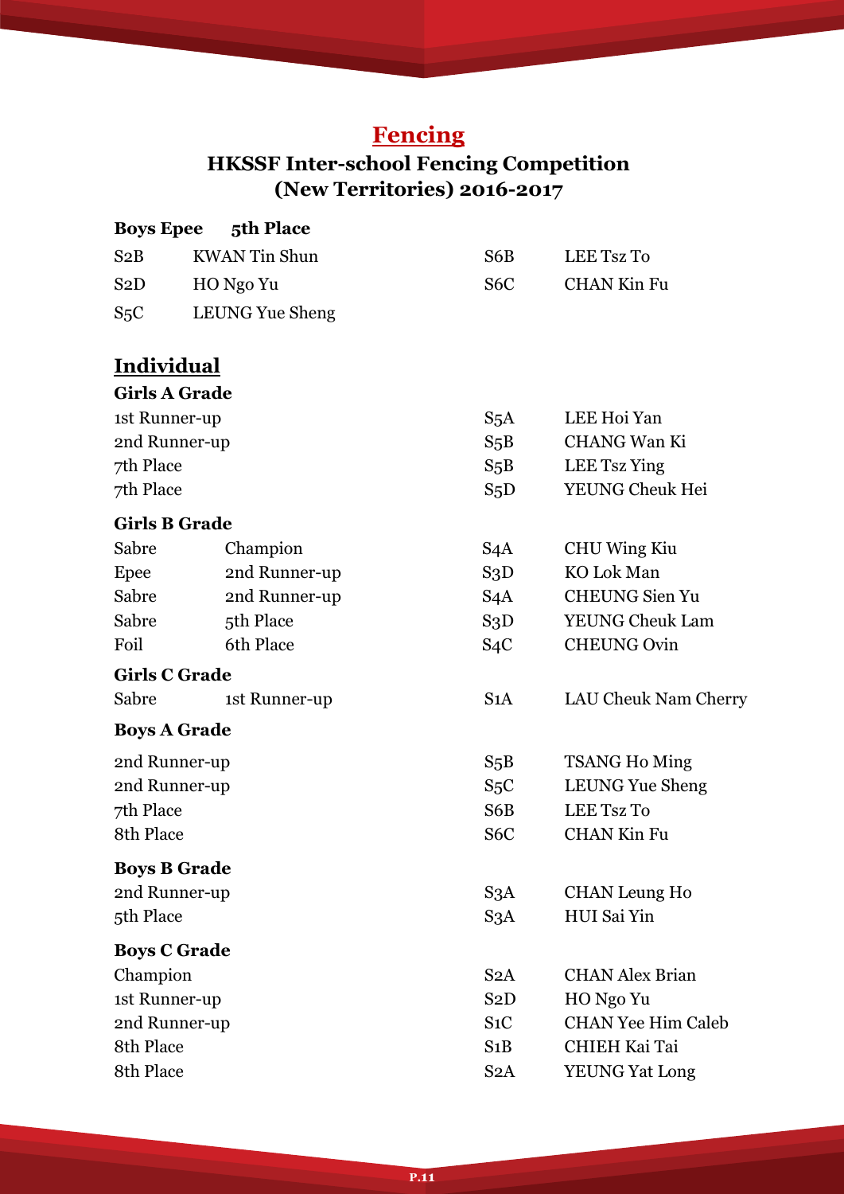# Fencing

## HKSSF Inter-school Fencing Competition (New Territories) 2016-2017

**Boys Epee 5th Place**

| | | | |
|---|---|---|---|
| S2B | KWAN Tin Shun | S6B | LEE Tsz To |
| S2D | HO Ngo Yu | S6C | CHAN Kin Fu |
| S5C | LEUNG Yue Sheng | | |

## Individual

**Girls A Grade**

| | | |
|---|---|---|
| 1st Runner-up | S5A | LEE Hoi Yan |
| 2nd Runner-up | S5B | CHANG Wan Ki |
| 7th Place | S5B | LEE Tsz Ying |
| 7th Place | S5D | YEUNG Cheuk Hei |

**Girls B Grade**

| | | | |
|---|---|---|---|
| Sabre | Champion | S4A | CHU Wing Kiu |
| Epee | 2nd Runner-up | S3D | KO Lok Man |
| Sabre | 2nd Runner-up | S4A | CHEUNG Sien Yu |
| Sabre | 5th Place | S3D | YEUNG Cheuk Lam |
| Foil | 6th Place | S4C | CHEUNG Ovin |

**Girls C Grade**

| | | | |
|---|---|---|---|
| Sabre | 1st Runner-up | S1A | LAU Cheuk Nam Cherry |

**Boys A Grade**

| | | |
|---|---|---|
| 2nd Runner-up | S5B | TSANG Ho Ming |
| 2nd Runner-up | S5C | LEUNG Yue Sheng |
| 7th Place | S6B | LEE Tsz To |
| 8th Place | S6C | CHAN Kin Fu |

**Boys B Grade**

| | | |
|---|---|---|
| 2nd Runner-up | S3A | CHAN Leung Ho |
| 5th Place | S3A | HUI Sai Yin |

**Boys C Grade**

| | | |
|---|---|---|
| Champion | S2A | CHAN Alex Brian |
| 1st Runner-up | S2D | HO Ngo Yu |
| 2nd Runner-up | S1C | CHAN Yee Him Caleb |
| 8th Place | S1B | CHIEH Kai Tai |
| 8th Place | S2A | YEUNG Yat Long |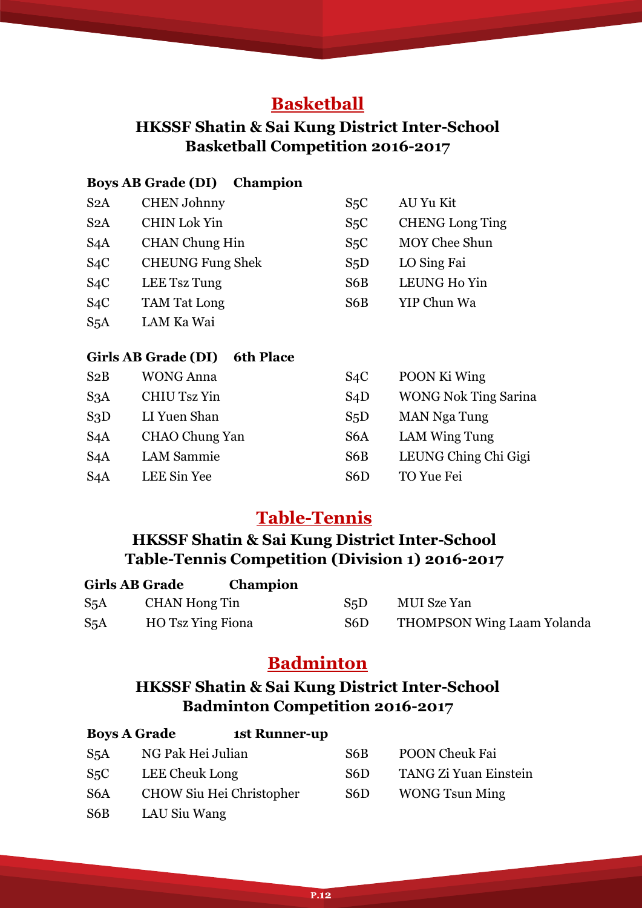## Basketball

### HKSSF Shatin & Sai Kung District Inter-School Basketball Competition 2016-2017

**Boys AB Grade (DI) Champion**

| | | | |
|---|---|---|---|
| S2A | CHEN Johnny | S5C | AU Yu Kit |
| S2A | CHIN Lok Yin | S5C | CHENG Long Ting |
| S4A | CHAN Chung Hin | S5C | MOY Chee Shun |
| S4C | CHEUNG Fung Shek | S5D | LO Sing Fai |
| S4C | LEE Tsz Tung | S6B | LEUNG Ho Yin |
| S4C | TAM Tat Long | S6B | YIP Chun Wa |
| S5A | LAM Ka Wai | | |

**Girls AB Grade (DI) 6th Place**

| | | | |
|---|---|---|---|
| S2B | WONG Anna | S4C | POON Ki Wing |
| S3A | CHIU Tsz Yin | S4D | WONG Nok Ting Sarina |
| S3D | LI Yuen Shan | S5D | MAN Nga Tung |
| S4A | CHAO Chung Yan | S6A | LAM Wing Tung |
| S4A | LAM Sammie | S6B | LEUNG Ching Chi Gigi |
| S4A | LEE Sin Yee | S6D | TO Yue Fei |

## Table-Tennis

### HKSSF Shatin & Sai Kung District Inter-School Table-Tennis Competition (Division 1) 2016-2017

**Girls AB Grade Champion**

| | | | |
|---|---|---|---|
| S5A | CHAN Hong Tin | S5D | MUI Sze Yan |
| S5A | HO Tsz Ying Fiona | S6D | THOMPSON Wing Laam Yolanda |

## Badminton

### HKSSF Shatin & Sai Kung District Inter-School Badminton Competition 2016-2017

**Boys A Grade 1st Runner-up**

| | | | |
|---|---|---|---|
| S5A | NG Pak Hei Julian | S6B | POON Cheuk Fai |
| S5C | LEE Cheuk Long | S6D | TANG Zi Yuan Einstein |
| S6A | CHOW Siu Hei Christopher | S6D | WONG Tsun Ming |
| S6B | LAU Siu Wang | | |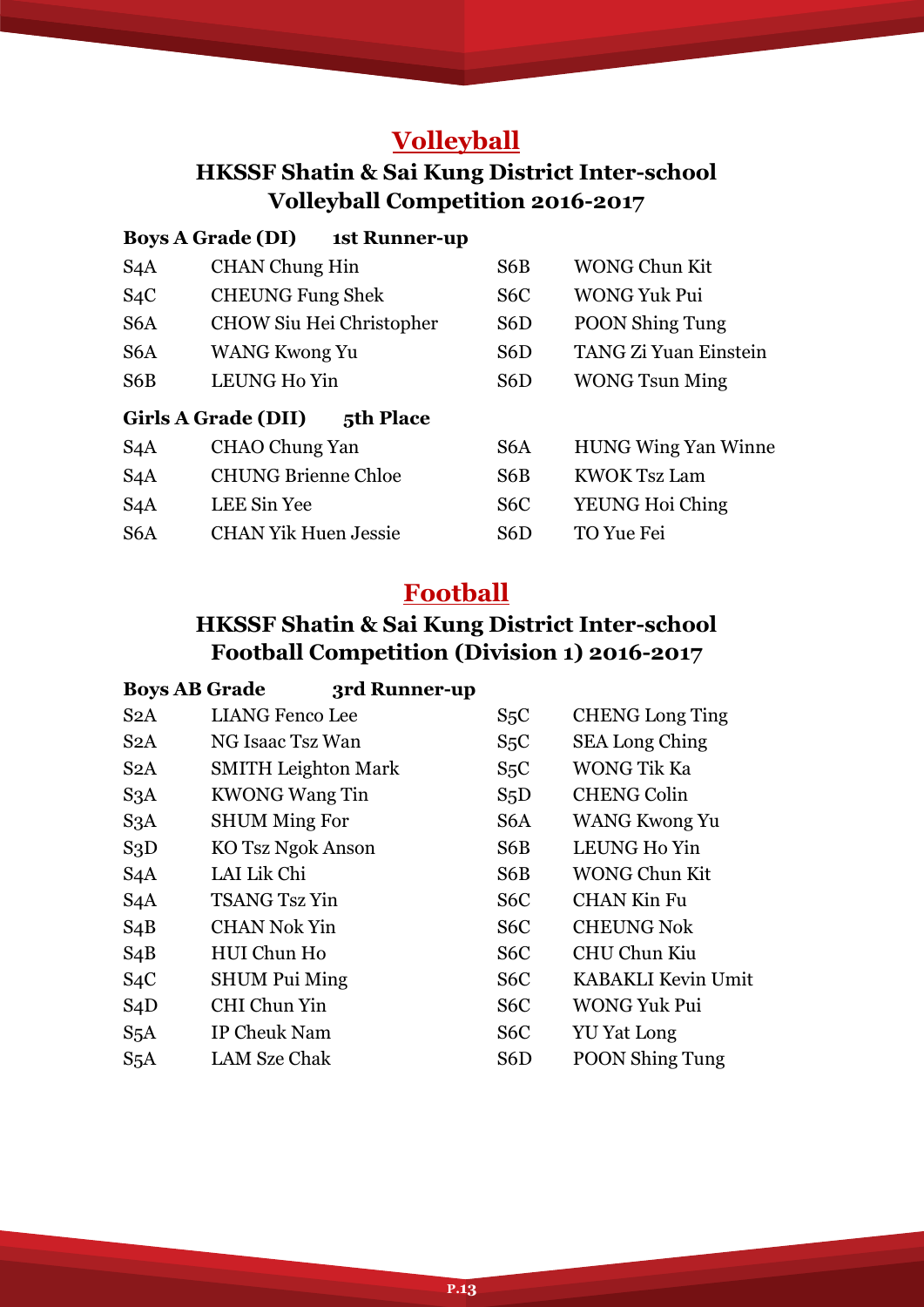# Volleyball

## HKSSF Shatin & Sai Kung District Inter-school Volleyball Competition 2016-2017

**Boys A Grade (DI)  1st Runner-up**

| | | | |
|---|---|---|---|
| S4A | CHAN Chung Hin | S6B | WONG Chun Kit |
| S4C | CHEUNG Fung Shek | S6C | WONG Yuk Pui |
| S6A | CHOW Siu Hei Christopher | S6D | POON Shing Tung |
| S6A | WANG Kwong Yu | S6D | TANG Zi Yuan Einstein |
| S6B | LEUNG Ho Yin | S6D | WONG Tsun Ming |

**Girls A Grade (DII)  5th Place**

| | | | |
|---|---|---|---|
| S4A | CHAO Chung Yan | S6A | HUNG Wing Yan Winne |
| S4A | CHUNG Brienne Chloe | S6B | KWOK Tsz Lam |
| S4A | LEE Sin Yee | S6C | YEUNG Hoi Ching |
| S6A | CHAN Yik Huen Jessie | S6D | TO Yue Fei |

# Football

## HKSSF Shatin & Sai Kung District Inter-school Football Competition (Division 1) 2016-2017

**Boys AB Grade  3rd Runner-up**

| | | | |
|---|---|---|---|
| S2A | LIANG Fenco Lee | S5C | CHENG Long Ting |
| S2A | NG Isaac Tsz Wan | S5C | SEA Long Ching |
| S2A | SMITH Leighton Mark | S5C | WONG Tik Ka |
| S3A | KWONG Wang Tin | S5D | CHENG Colin |
| S3A | SHUM Ming For | S6A | WANG Kwong Yu |
| S3D | KO Tsz Ngok Anson | S6B | LEUNG Ho Yin |
| S4A | LAI Lik Chi | S6B | WONG Chun Kit |
| S4A | TSANG Tsz Yin | S6C | CHAN Kin Fu |
| S4B | CHAN Nok Yin | S6C | CHEUNG Nok |
| S4B | HUI Chun Ho | S6C | CHU Chun Kiu |
| S4C | SHUM Pui Ming | S6C | KABAKLI Kevin Umit |
| S4D | CHI Chun Yin | S6C | WONG Yuk Pui |
| S5A | IP Cheuk Nam | S6C | YU Yat Long |
| S5A | LAM Sze Chak | S6D | POON Shing Tung |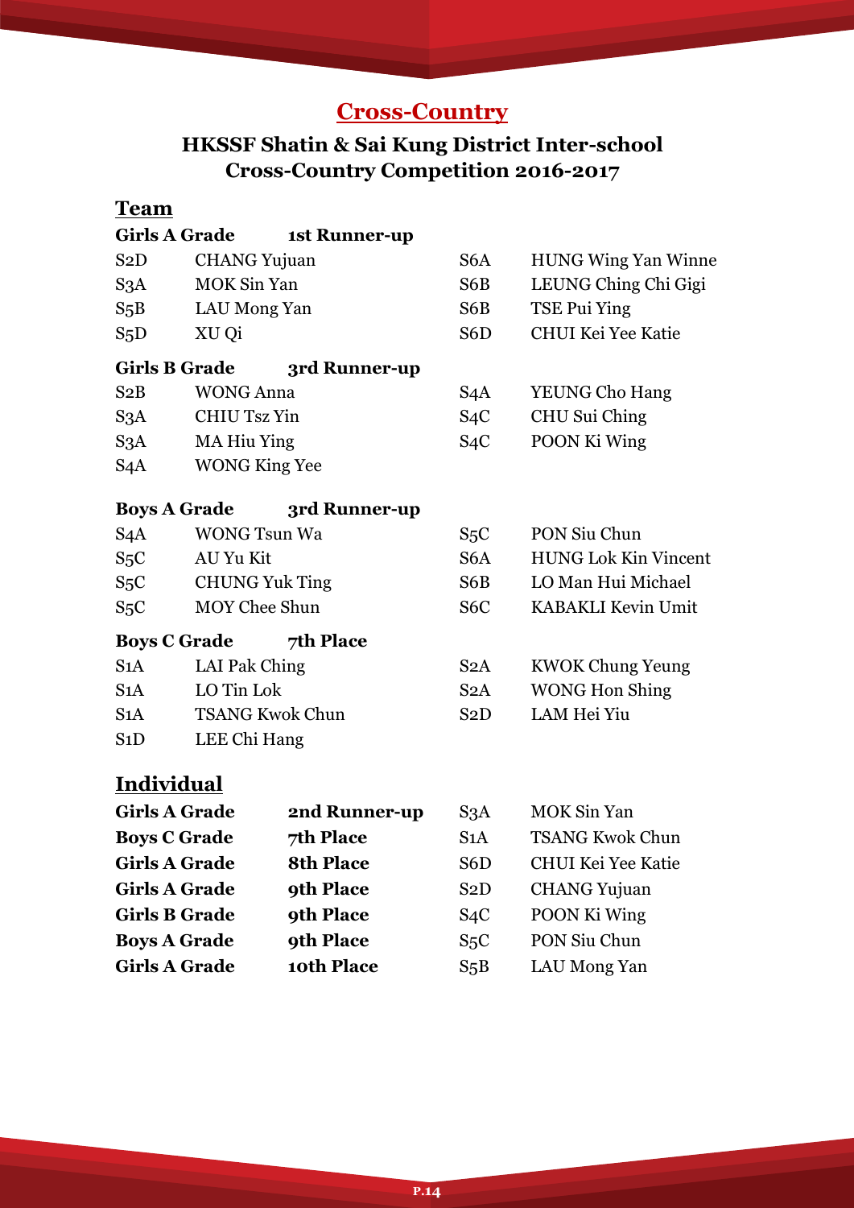# Cross-Country

## HKSSF Shatin & Sai Kung District Inter-school Cross-Country Competition 2016-2017

### Team

**Girls A Grade** **1st Runner-up**

| | | | |
|---|---|---|---|
| S2D | CHANG Yujuan | S6A | HUNG Wing Yan Winne |
| S3A | MOK Sin Yan | S6B | LEUNG Ching Chi Gigi |
| S5B | LAU Mong Yan | S6B | TSE Pui Ying |
| S5D | XU Qi | S6D | CHUI Kei Yee Katie |

**Girls B Grade** **3rd Runner-up**

| | | | |
|---|---|---|---|
| S2B | WONG Anna | S4A | YEUNG Cho Hang |
| S3A | CHIU Tsz Yin | S4C | CHU Sui Ching |
| S3A | MA Hiu Ying | S4C | POON Ki Wing |
| S4A | WONG King Yee | | |

**Boys A Grade** **3rd Runner-up**

| | | | |
|---|---|---|---|
| S4A | WONG Tsun Wa | S5C | PON Siu Chun |
| S5C | AU Yu Kit | S6A | HUNG Lok Kin Vincent |
| S5C | CHUNG Yuk Ting | S6B | LO Man Hui Michael |
| S5C | MOY Chee Shun | S6C | KABAKLI Kevin Umit |

**Boys C Grade** **7th Place**

| | | | |
|---|---|---|---|
| S1A | LAI Pak Ching | S2A | KWOK Chung Yeung |
| S1A | LO Tin Lok | S2A | WONG Hon Shing |
| S1A | TSANG Kwok Chun | S2D | LAM Hei Yiu |
| S1D | LEE Chi Hang | | |

### Individual

| | | | |
|---|---|---|---|
| **Girls A Grade** | **2nd Runner-up** | S3A | MOK Sin Yan |
| **Boys C Grade** | **7th Place** | S1A | TSANG Kwok Chun |
| **Girls A Grade** | **8th Place** | S6D | CHUI Kei Yee Katie |
| **Girls A Grade** | **9th Place** | S2D | CHANG Yujuan |
| **Girls B Grade** | **9th Place** | S4C | POON Ki Wing |
| **Boys A Grade** | **9th Place** | S5C | PON Siu Chun |
| **Girls A Grade** | **10th Place** | S5B | LAU Mong Yan |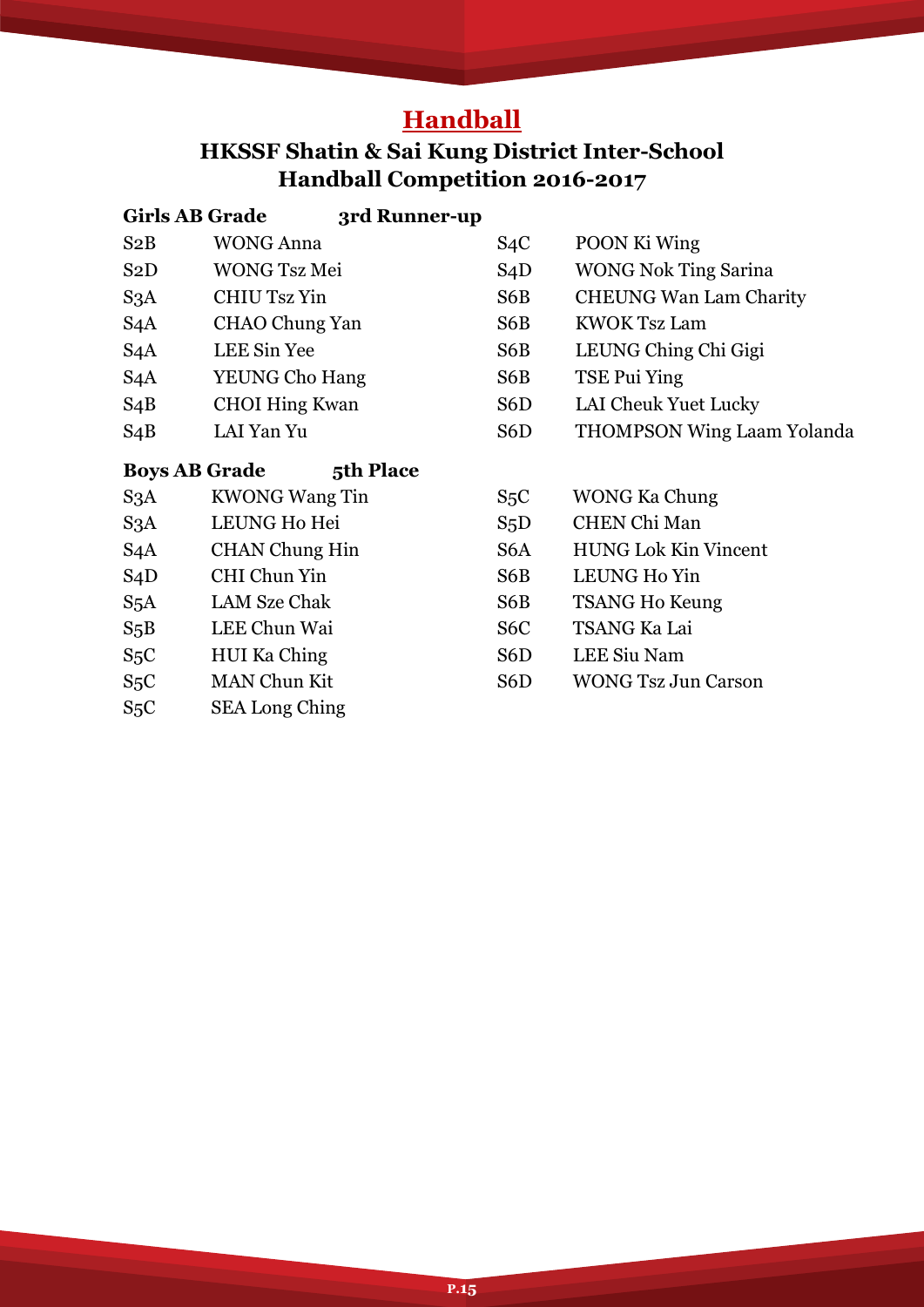# Handball

## HKSSF Shatin & Sai Kung District Inter-School Handball Competition 2016-2017

**Girls AB Grade 3rd Runner-up**

| Class | Name | Class | Name |
|---|---|---|---|
| S2B | WONG Anna | S4C | POON Ki Wing |
| S2D | WONG Tsz Mei | S4D | WONG Nok Ting Sarina |
| S3A | CHIU Tsz Yin | S6B | CHEUNG Wan Lam Charity |
| S4A | CHAO Chung Yan | S6B | KWOK Tsz Lam |
| S4A | LEE Sin Yee | S6B | LEUNG Ching Chi Gigi |
| S4A | YEUNG Cho Hang | S6B | TSE Pui Ying |
| S4B | CHOI Hing Kwan | S6D | LAI Cheuk Yuet Lucky |
| S4B | LAI Yan Yu | S6D | THOMPSON Wing Laam Yolanda |

**Boys AB Grade 5th Place**

| Class | Name | Class | Name |
|---|---|---|---|
| S3A | KWONG Wang Tin | S5C | WONG Ka Chung |
| S3A | LEUNG Ho Hei | S5D | CHEN Chi Man |
| S4A | CHAN Chung Hin | S6A | HUNG Lok Kin Vincent |
| S4D | CHI Chun Yin | S6B | LEUNG Ho Yin |
| S5A | LAM Sze Chak | S6B | TSANG Ho Keung |
| S5B | LEE Chun Wai | S6C | TSANG Ka Lai |
| S5C | HUI Ka Ching | S6D | LEE Siu Nam |
| S5C | MAN Chun Kit | S6D | WONG Tsz Jun Carson |
| S5C | SEA Long Ching | | |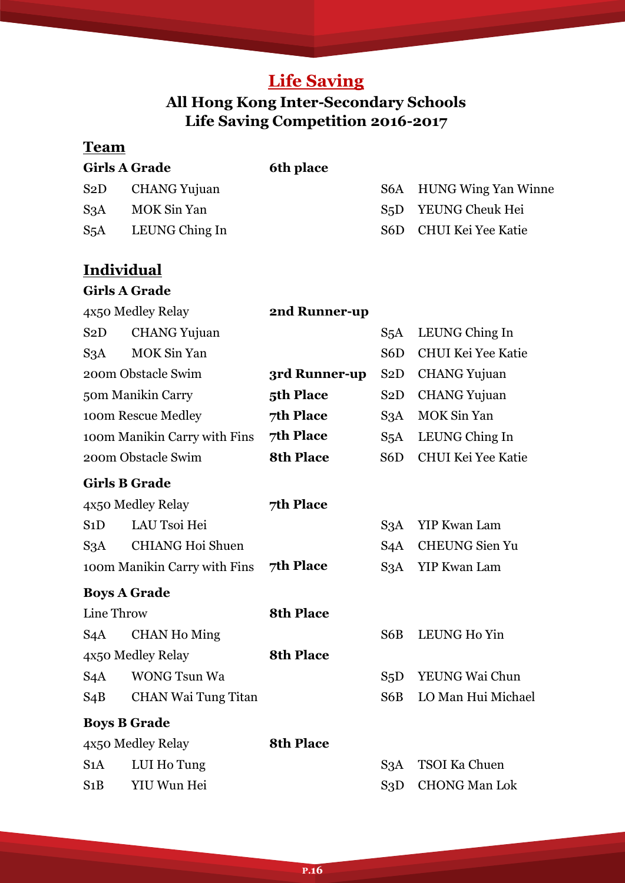# Life Saving

## All Hong Kong Inter-Secondary Schools Life Saving Competition 2016-2017

### Team

| | | | | |
|---|---|---|---|---|
| **Girls A Grade** | | **6th place** | | |
| S2D | CHANG Yujuan | | S6A | HUNG Wing Yan Winne |
| S3A | MOK Sin Yan | | S5D | YEUNG Cheuk Hei |
| S5A | LEUNG Ching In | | S6D | CHUI Kei Yee Katie |

### Individual

| | | | | |
|---|---|---|---|---|
| **Girls A Grade** | | | | |
| 4x50 Medley Relay | | **2nd Runner-up** | | |
| S2D | CHANG Yujuan | | S5A | LEUNG Ching In |
| S3A | MOK Sin Yan | | S6D | CHUI Kei Yee Katie |
| 200m Obstacle Swim | | **3rd Runner-up** | S2D | CHANG Yujuan |
| 50m Manikin Carry | | **5th Place** | S2D | CHANG Yujuan |
| 100m Rescue Medley | | **7th Place** | S3A | MOK Sin Yan |
| 100m Manikin Carry with Fins | | **7th Place** | S5A | LEUNG Ching In |
| 200m Obstacle Swim | | **8th Place** | S6D | CHUI Kei Yee Katie |
| **Girls B Grade** | | | | |
| 4x50 Medley Relay | | **7th Place** | | |
| S1D | LAU Tsoi Hei | | S3A | YIP Kwan Lam |
| S3A | CHIANG Hoi Shuen | | S4A | CHEUNG Sien Yu |
| 100m Manikin Carry with Fins | | **7th Place** | S3A | YIP Kwan Lam |
| **Boys A Grade** | | | | |
| Line Throw | | **8th Place** | | |
| S4A | CHAN Ho Ming | | S6B | LEUNG Ho Yin |
| 4x50 Medley Relay | | **8th Place** | | |
| S4A | WONG Tsun Wa | | S5D | YEUNG Wai Chun |
| S4B | CHAN Wai Tung Titan | | S6B | LO Man Hui Michael |
| **Boys B Grade** | | | | |
| 4x50 Medley Relay | | **8th Place** | | |
| S1A | LUI Ho Tung | | S3A | TSOI Ka Chuen |
| S1B | YIU Wun Hei | | S3D | CHONG Man Lok |